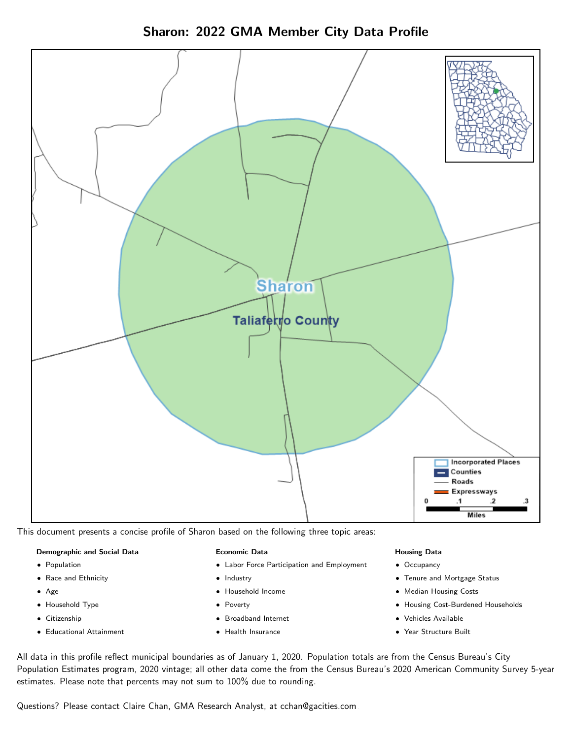# Sharon: 2022 GMA Member City Data Profile

This document presents a concise profile of Sharon based on the following three topic areas:

**Demographic and Social Data**

- Population
- Race and Ethnicity
- Age
- Household Type
- Citizenship
- Educational Attainment

**Economic Data**

- Labor Force Participation and Employment
- Industry
- Household Income
- Poverty
- Broadband Internet
- Health Insurance

**Housing Data**

- Occupancy
- Tenure and Mortgage Status
- Median Housing Costs
- Housing Cost-Burdened Households
- Vehicles Available
- Year Structure Built

All data in this profile reflect municipal boundaries as of January 1, 2020. Population totals are from the Census Bureau's City Population Estimates program, 2020 vintage; all other data come the from the Census Bureau's 2020 American Community Survey 5-year estimates. Please note that percents may not sum to 100% due to rounding.

Questions? Please contact Claire Chan, GMA Research Analyst, at cchan@gacities.com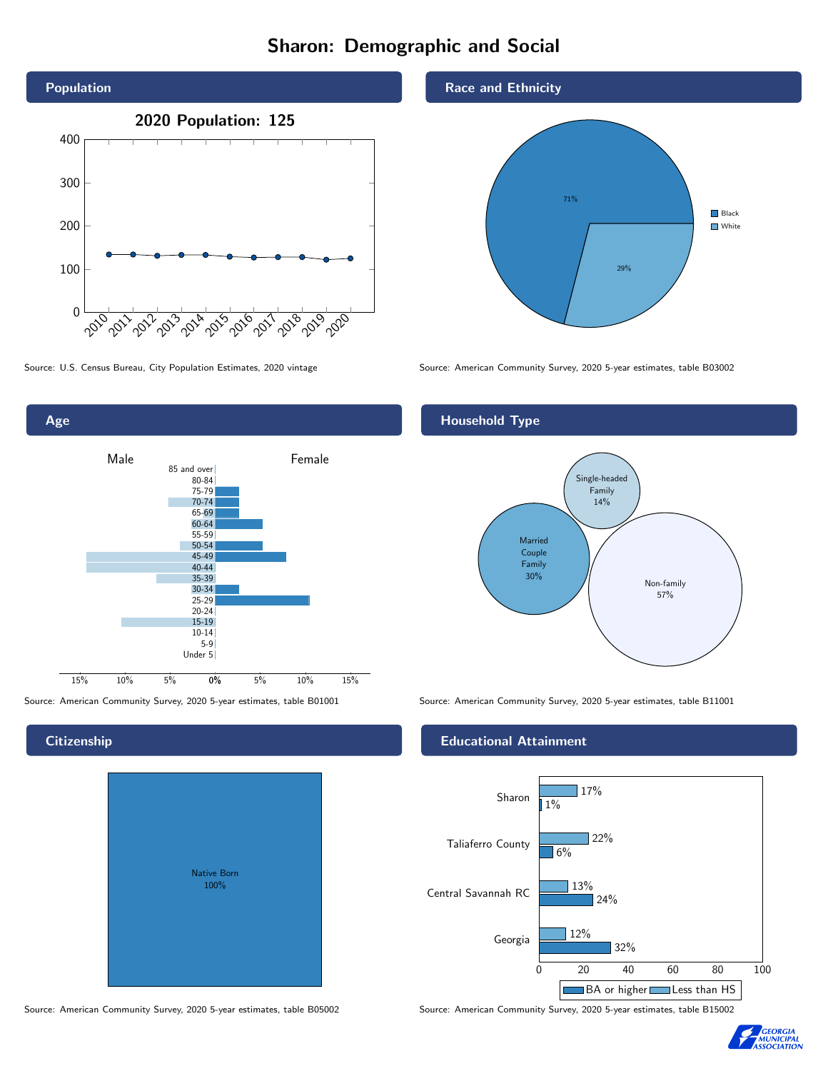# Sharon: Demographic and Social

## Population

**2020 Population: 125**

Source: U.S. Census Bureau, City Population Estimates, 2020 vintage

## Race and Ethnicity

| Race | Percent |
| --- | --- |
| Black | 71% |
| White | 29% |

Source: American Community Survey, 2020 5-year estimates, table B03002

## Age

Source: American Community Survey, 2020 5-year estimates, table B01001

## Household Type

| Household Type | Percent |
| --- | --- |
| Single-headed Family | 14% |
| Married Couple Family | 30% |
| Non-family | 57% |

Source: American Community Survey, 2020 5-year estimates, table B11001

## Citizenship

Native Born 100%

Source: American Community Survey, 2020 5-year estimates, table B05002

## Educational Attainment

| | Less than HS | BA or higher |
| --- | --- | --- |
| Sharon | 17% | 1% |
| Taliaferro County | 22% | 6% |
| Central Savannah RC | 13% | 24% |
| Georgia | 12% | 32% |

Source: American Community Survey, 2020 5-year estimates, table B15002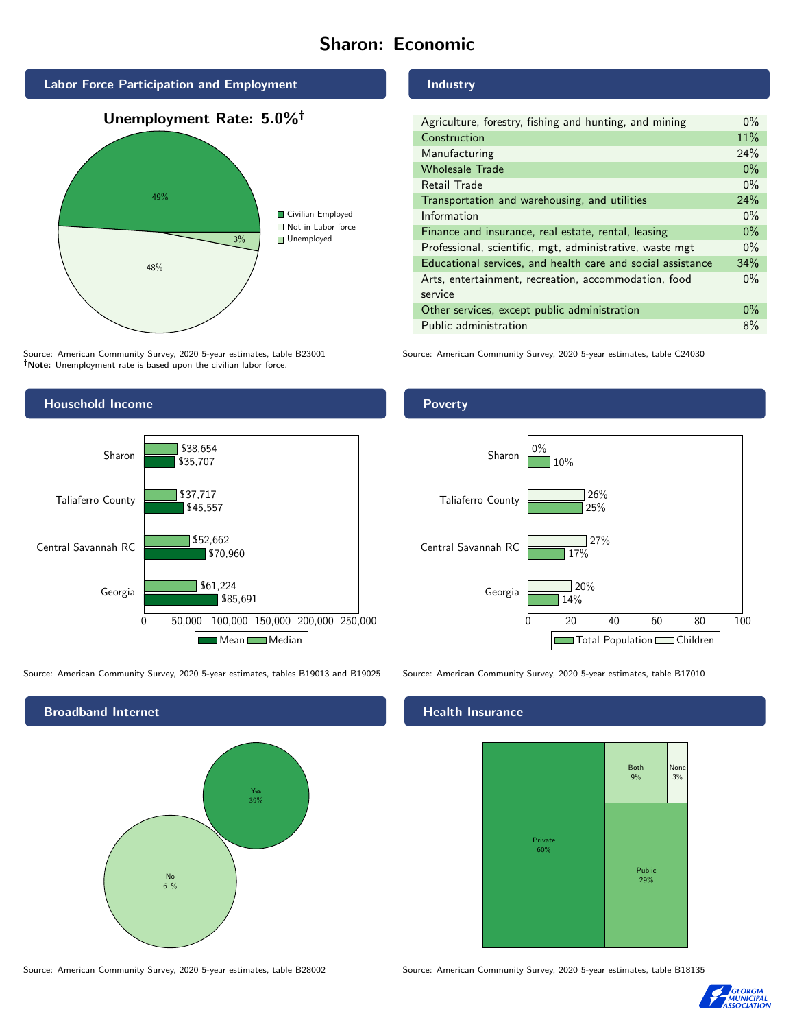# Sharon: Economic

## Labor Force Participation and Employment

**Unemployment Rate: 5.0%†**

| Category | Percent |
|---|---|
| Civilian Employed | 49% |
| Not in Labor force | 48% |
| Unemployed | 3% |

Source: American Community Survey, 2020 5-year estimates, table B23001
**†Note:** Unemployment rate is based upon the civilian labor force.

## Industry

| Industry | Percent |
|---|---|
| Agriculture, forestry, fishing and hunting, and mining | 0% |
| Construction | 11% |
| Manufacturing | 24% |
| Wholesale Trade | 0% |
| Retail Trade | 0% |
| Transportation and warehousing, and utilities | 24% |
| Information | 0% |
| Finance and insurance, real estate, rental, leasing | 0% |
| Professional, scientific, mgt, administrative, waste mgt | 0% |
| Educational services, and health care and social assistance | 34% |
| Arts, entertainment, recreation, accommodation, food service | 0% |
| Other services, except public administration | 0% |
| Public administration | 8% |

Source: American Community Survey, 2020 5-year estimates, table C24030

## Household Income

| | Median | Mean |
|---|---|---|
| Sharon | $38,654 | $35,707 |
| Taliaferro County | $37,717 | $45,557 |
| Central Savannah RC | $52,662 | $70,960 |
| Georgia | $61,224 | $85,691 |

Source: American Community Survey, 2020 5-year estimates, tables B19013 and B19025

## Poverty

| | Children | Total Population |
|---|---|---|
| Sharon | 0% | 10% |
| Taliaferro County | 26% | 25% |
| Central Savannah RC | 27% | 17% |
| Georgia | 20% | 14% |

Source: American Community Survey, 2020 5-year estimates, table B17010

## Broadband Internet

| | Percent |
|---|---|
| Yes | 39% |
| No | 61% |

Source: American Community Survey, 2020 5-year estimates, table B28002

## Health Insurance

| | Percent |
|---|---|
| Private | 60% |
| Public | 29% |
| Both | 9% |
| None | 3% |

Source: American Community Survey, 2020 5-year estimates, table B18135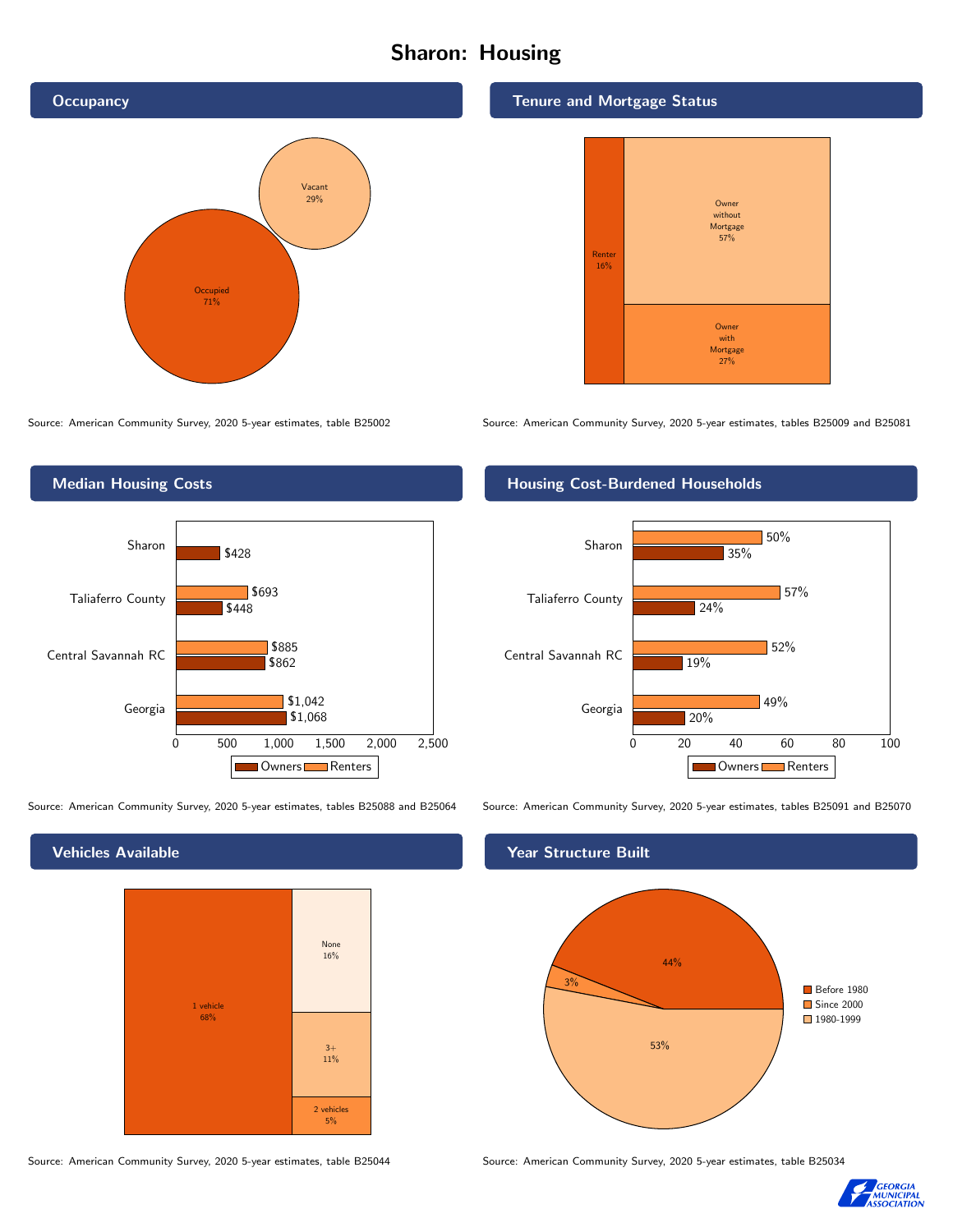# Sharon: Housing

## Occupancy

Vacant
29%

Occupied
71%

Source: American Community Survey, 2020 5-year estimates, table B25002

## Tenure and Mortgage Status

Renter
16%

Owner
without
Mortgage
57%

Owner
with
Mortgage
27%

Source: American Community Survey, 2020 5-year estimates, tables B25009 and B25081

## Median Housing Costs

Sharon
$428

Taliaferro County
$693
$448

Central Savannah RC
$885
$862

Georgia
$1,042
$1,068

0 500 1,000 1,500 2,000 2,500

Owners Renters

Source: American Community Survey, 2020 5-year estimates, tables B25088 and B25064

## Housing Cost-Burdened Households

Sharon
50%
35%

Taliaferro County
57%
24%

Central Savannah RC
52%
19%

Georgia
49%
20%

0 20 40 60 80 100

Owners Renters

Source: American Community Survey, 2020 5-year estimates, tables B25091 and B25070

## Vehicles Available

1 vehicle
68%

None
16%

3+
11%

2 vehicles
5%

Source: American Community Survey, 2020 5-year estimates, table B25044

## Year Structure Built

44%

3%

53%

Before 1980
Since 2000
1980-1999

Source: American Community Survey, 2020 5-year estimates, table B25034